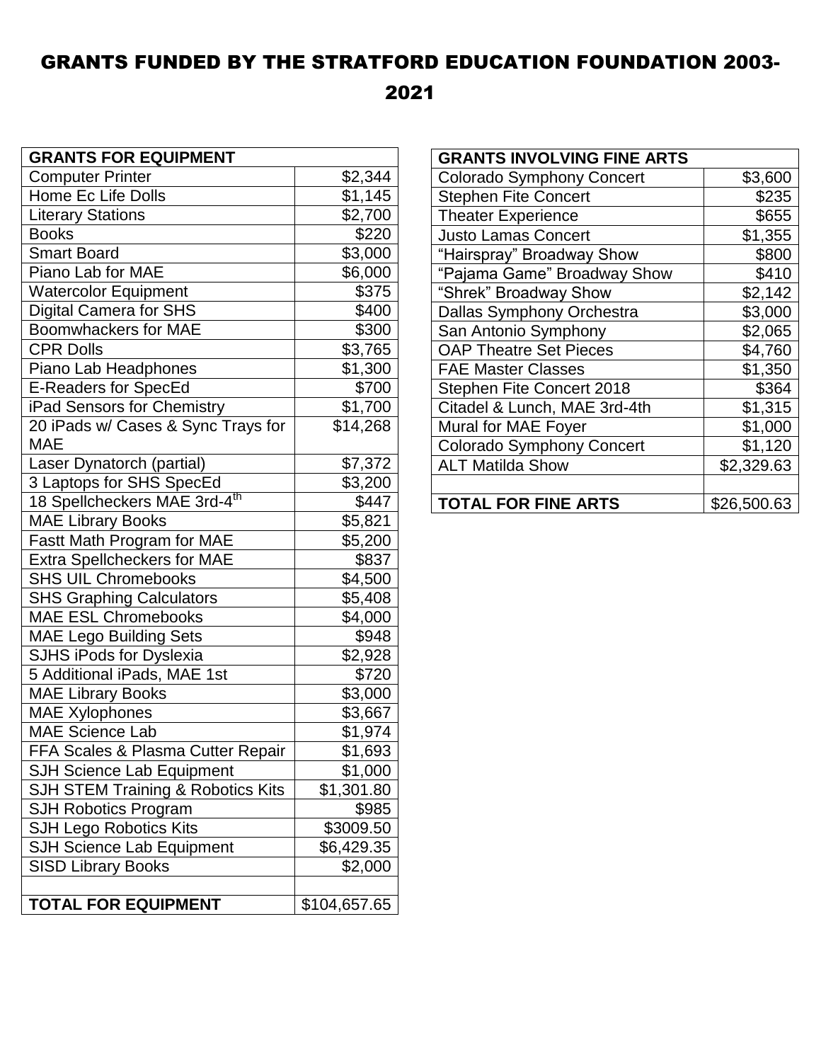# GRANTS FUNDED BY THE STRATFORD EDUCATION FOUNDATION 2003-2021

| GRANTS FOR EQUIPMENT | |
|---|---|
| Computer Printer | $2,344 |
| Home Ec Life Dolls | $1,145 |
| Literary Stations | $2,700 |
| Books | $220 |
| Smart Board | $3,000 |
| Piano Lab for MAE | $6,000 |
| Watercolor Equipment | $375 |
| Digital Camera for SHS | $400 |
| Boomwhackers for MAE | $300 |
| CPR Dolls | $3,765 |
| Piano Lab Headphones | $1,300 |
| E-Readers for SpecEd | $700 |
| iPad Sensors for Chemistry | $1,700 |
| 20 iPads w/ Cases & Sync Trays for MAE | $14,268 |
| Laser Dynatorch (partial) | $7,372 |
| 3 Laptops for SHS SpecEd | $3,200 |
| 18 Spellcheckers MAE 3rd-4th | $447 |
| MAE Library Books | $5,821 |
| Fastt Math Program for MAE | $5,200 |
| Extra Spellcheckers for MAE | $837 |
| SHS UIL Chromebooks | $4,500 |
| SHS Graphing Calculators | $5,408 |
| MAE ESL Chromebooks | $4,000 |
| MAE Lego Building Sets | $948 |
| SJHS iPods for Dyslexia | $2,928 |
| 5 Additional iPads, MAE 1st | $720 |
| MAE Library Books | $3,000 |
| MAE Xylophones | $3,667 |
| MAE Science Lab | $1,974 |
| FFA Scales & Plasma Cutter Repair | $1,693 |
| SJH Science Lab Equipment | $1,000 |
| SJH STEM Training & Robotics Kits | $1,301.80 |
| SJH Robotics Program | $985 |
| SJH Lego Robotics Kits | $3009.50 |
| SJH Science Lab Equipment | $6,429.35 |
| SISD Library Books | $2,000 |
| | |
| **TOTAL FOR EQUIPMENT** | $104,657.65 |

| GRANTS INVOLVING FINE ARTS | |
|---|---|
| Colorado Symphony Concert | $3,600 |
| Stephen Fite Concert | $235 |
| Theater Experience | $655 |
| Justo Lamas Concert | $1,355 |
| "Hairspray" Broadway Show | $800 |
| "Pajama Game" Broadway Show | $410 |
| "Shrek" Broadway Show | $2,142 |
| Dallas Symphony Orchestra | $3,000 |
| San Antonio Symphony | $2,065 |
| OAP Theatre Set Pieces | $4,760 |
| FAE Master Classes | $1,350 |
| Stephen Fite Concert 2018 | $364 |
| Citadel & Lunch, MAE 3rd-4th | $1,315 |
| Mural for MAE Foyer | $1,000 |
| Colorado Symphony Concert | $1,120 |
| ALT Matilda Show | $2,329.63 |
| | |
| **TOTAL FOR FINE ARTS** | $26,500.63 |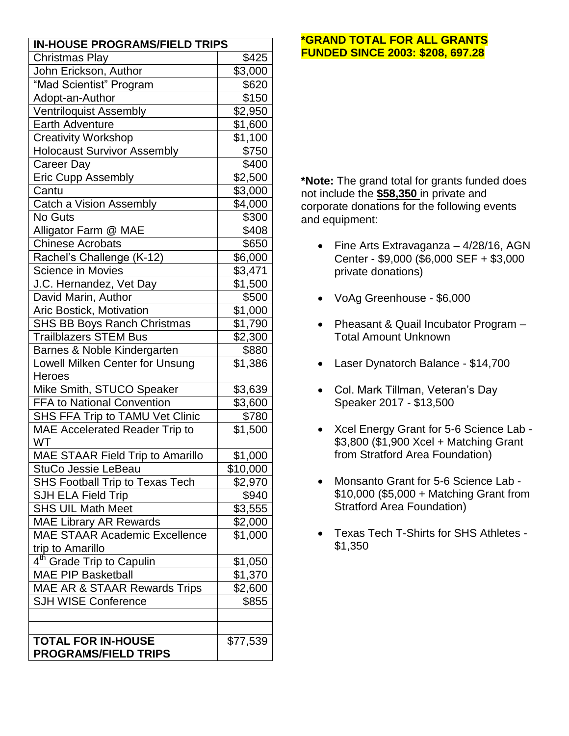| IN-HOUSE PROGRAMS/FIELD TRIPS | |
|---|---|
| Christmas Play | $425 |
| John Erickson, Author | $3,000 |
| "Mad Scientist" Program | $620 |
| Adopt-an-Author | $150 |
| Ventriloquist Assembly | $2,950 |
| Earth Adventure | $1,600 |
| Creativity Workshop | $1,100 |
| Holocaust Survivor Assembly | $750 |
| Career Day | $400 |
| Eric Cupp Assembly | $2,500 |
| Cantu | $3,000 |
| Catch a Vision Assembly | $4,000 |
| No Guts | $300 |
| Alligator Farm @ MAE | $408 |
| Chinese Acrobats | $650 |
| Rachel's Challenge (K-12) | $6,000 |
| Science in Movies | $3,471 |
| J.C. Hernandez, Vet Day | $1,500 |
| David Marin, Author | $500 |
| Aric Bostick, Motivation | $1,000 |
| SHS BB Boys Ranch Christmas | $1,790 |
| Trailblazers STEM Bus | $2,300 |
| Barnes & Noble Kindergarten | $880 |
| Lowell Milken Center for Unsung Heroes | $1,386 |
| Mike Smith, STUCO Speaker | $3,639 |
| FFA to National Convention | $3,600 |
| SHS FFA Trip to TAMU Vet Clinic | $780 |
| MAE Accelerated Reader Trip to WT | $1,500 |
| MAE STAAR Field Trip to Amarillo | $1,000 |
| StuCo Jessie LeBeau | $10,000 |
| SHS Football Trip to Texas Tech | $2,970 |
| SJH ELA Field Trip | $940 |
| SHS UIL Math Meet | $3,555 |
| MAE Library AR Rewards | $2,000 |
| MAE STAAR Academic Excellence trip to Amarillo | $1,000 |
| 4th Grade Trip to Capulin | $1,050 |
| MAE PIP Basketball | $1,370 |
| MAE AR & STAAR Rewards Trips | $2,600 |
| SJH WISE Conference | $855 |
| | |
| | |
| **TOTAL FOR IN-HOUSE PROGRAMS/FIELD TRIPS** | $77,539 |

**\*GRAND TOTAL FOR ALL GRANTS FUNDED SINCE 2003: $208, 697.28**

**\*Note:** The grand total for grants funded does not include the **$58,350** in private and corporate donations for the following events and equipment:

- Fine Arts Extravaganza – 4/28/16, AGN Center - $9,000 ($6,000 SEF + $3,000 private donations)
- VoAg Greenhouse - $6,000
- Pheasant & Quail Incubator Program – Total Amount Unknown
- Laser Dynatorch Balance - $14,700
- Col. Mark Tillman, Veteran's Day Speaker 2017 - $13,500
- Xcel Energy Grant for 5-6 Science Lab - $3,800 ($1,900 Xcel + Matching Grant from Stratford Area Foundation)
- Monsanto Grant for 5-6 Science Lab - $10,000 ($5,000 + Matching Grant from Stratford Area Foundation)
- Texas Tech T-Shirts for SHS Athletes - $1,350